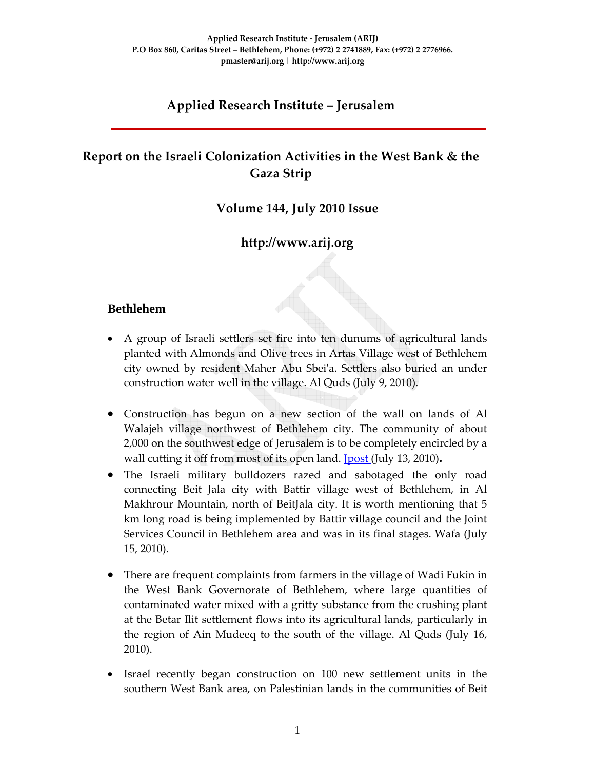Applied Research Institute - Jerusalem (ARIJ)
P.O Box 860, Caritas Street – Bethlehem, Phone: (+972) 2 2741889, Fax: (+972) 2 2776966.
pmaster@arij.org | http://www.arij.org

# Applied Research Institute – Jerusalem

## Report on the Israeli Colonization Activities in the West Bank & the Gaza Strip

### Volume 144, July 2010 Issue

### http://www.arij.org

### Bethlehem

- A group of Israeli settlers set fire into ten dunums of agricultural lands planted with Almonds and Olive trees in Artas Village west of Bethlehem city owned by resident Maher Abu Sbei'a. Settlers also buried an under construction water well in the village. Al Quds (July 9, 2010).

- Construction has begun on a new section of the wall on lands of Al Walajeh village northwest of Bethlehem city. The community of about 2,000 on the southwest edge of Jerusalem is to be completely encircled by a wall cutting it off from most of its open land. Jpost (July 13, 2010).
- The Israeli military bulldozers razed and sabotaged the only road connecting Beit Jala city with Battir village west of Bethlehem, in Al Makhrour Mountain, north of BeitJala city. It is worth mentioning that 5 km long road is being implemented by Battir village council and the Joint Services Council in Bethlehem area and was in its final stages. Wafa (July 15, 2010).

- There are frequent complaints from farmers in the village of Wadi Fukin in the West Bank Governorate of Bethlehem, where large quantities of contaminated water mixed with a gritty substance from the crushing plant at the Betar Ilit settlement flows into its agricultural lands, particularly in the region of Ain Mudeeq to the south of the village. Al Quds (July 16, 2010).

- Israel recently began construction on 100 new settlement units in the southern West Bank area, on Palestinian lands in the communities of Beit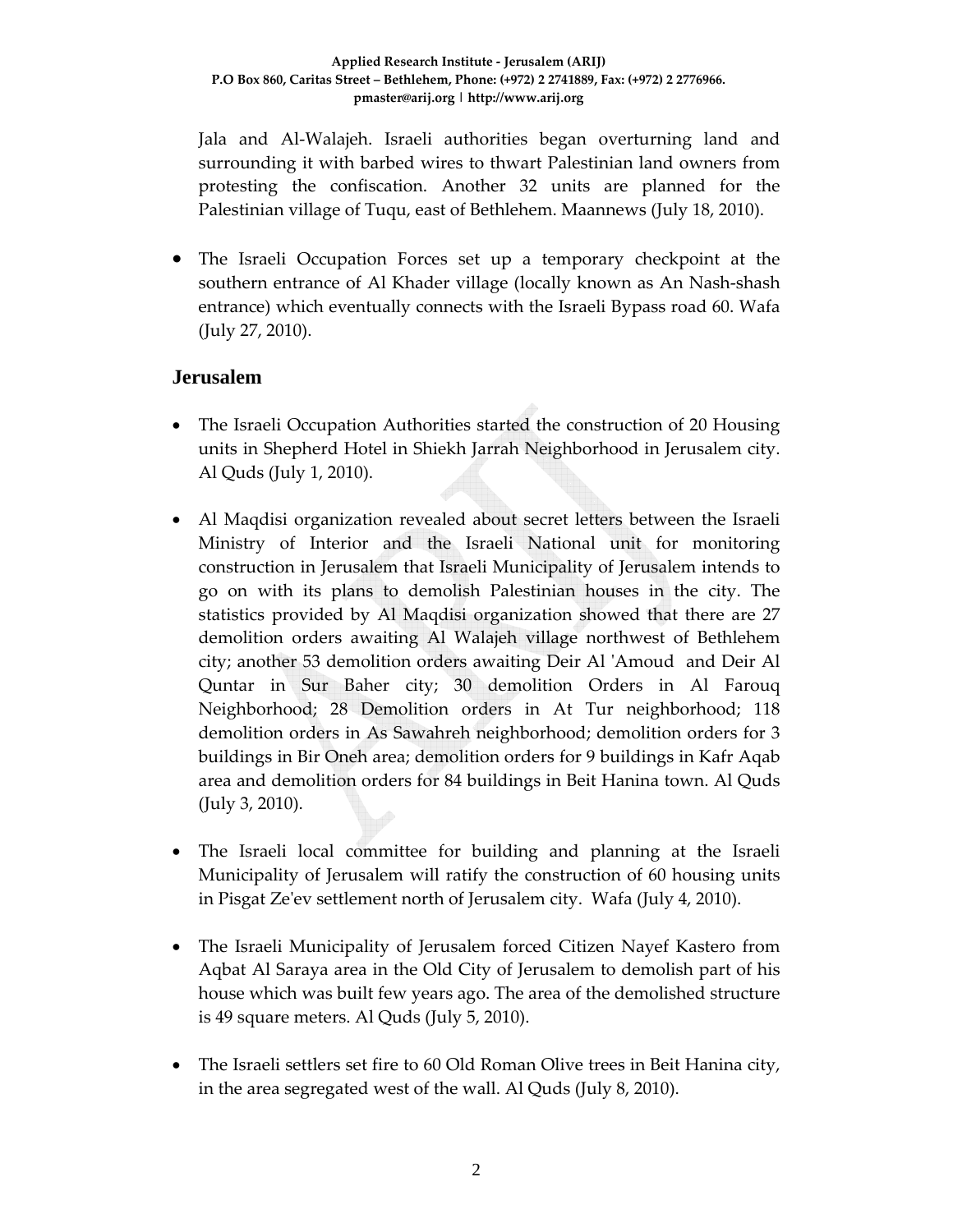Jala and Al-Walajeh. Israeli authorities began overturning land and surrounding it with barbed wires to thwart Palestinian land owners from protesting the confiscation. Another 32 units are planned for the Palestinian village of Tuqu, east of Bethlehem. Maannews (July 18, 2010).

- The Israeli Occupation Forces set up a temporary checkpoint at the southern entrance of Al Khader village (locally known as An Nash-shash entrance) which eventually connects with the Israeli Bypass road 60. Wafa (July 27, 2010).

## Jerusalem

- The Israeli Occupation Authorities started the construction of 20 Housing units in Shepherd Hotel in Shiekh Jarrah Neighborhood in Jerusalem city. Al Quds (July 1, 2010).

- Al Maqdisi organization revealed about secret letters between the Israeli Ministry of Interior and the Israeli National unit for monitoring construction in Jerusalem that Israeli Municipality of Jerusalem intends to go on with its plans to demolish Palestinian houses in the city. The statistics provided by Al Maqdisi organization showed that there are 27 demolition orders awaiting Al Walajeh village northwest of Bethlehem city; another 53 demolition orders awaiting Deir Al 'Amoud and Deir Al Quntar in Sur Baher city; 30 demolition Orders in Al Farouq Neighborhood; 28 Demolition orders in At Tur neighborhood; 118 demolition orders in As Sawahreh neighborhood; demolition orders for 3 buildings in Bir Oneh area; demolition orders for 9 buildings in Kafr Aqab area and demolition orders for 84 buildings in Beit Hanina town. Al Quds (July 3, 2010).

- The Israeli local committee for building and planning at the Israeli Municipality of Jerusalem will ratify the construction of 60 housing units in Pisgat Ze'ev settlement north of Jerusalem city. Wafa (July 4, 2010).

- The Israeli Municipality of Jerusalem forced Citizen Nayef Kastero from Aqbat Al Saraya area in the Old City of Jerusalem to demolish part of his house which was built few years ago. The area of the demolished structure is 49 square meters. Al Quds (July 5, 2010).

- The Israeli settlers set fire to 60 Old Roman Olive trees in Beit Hanina city, in the area segregated west of the wall. Al Quds (July 8, 2010).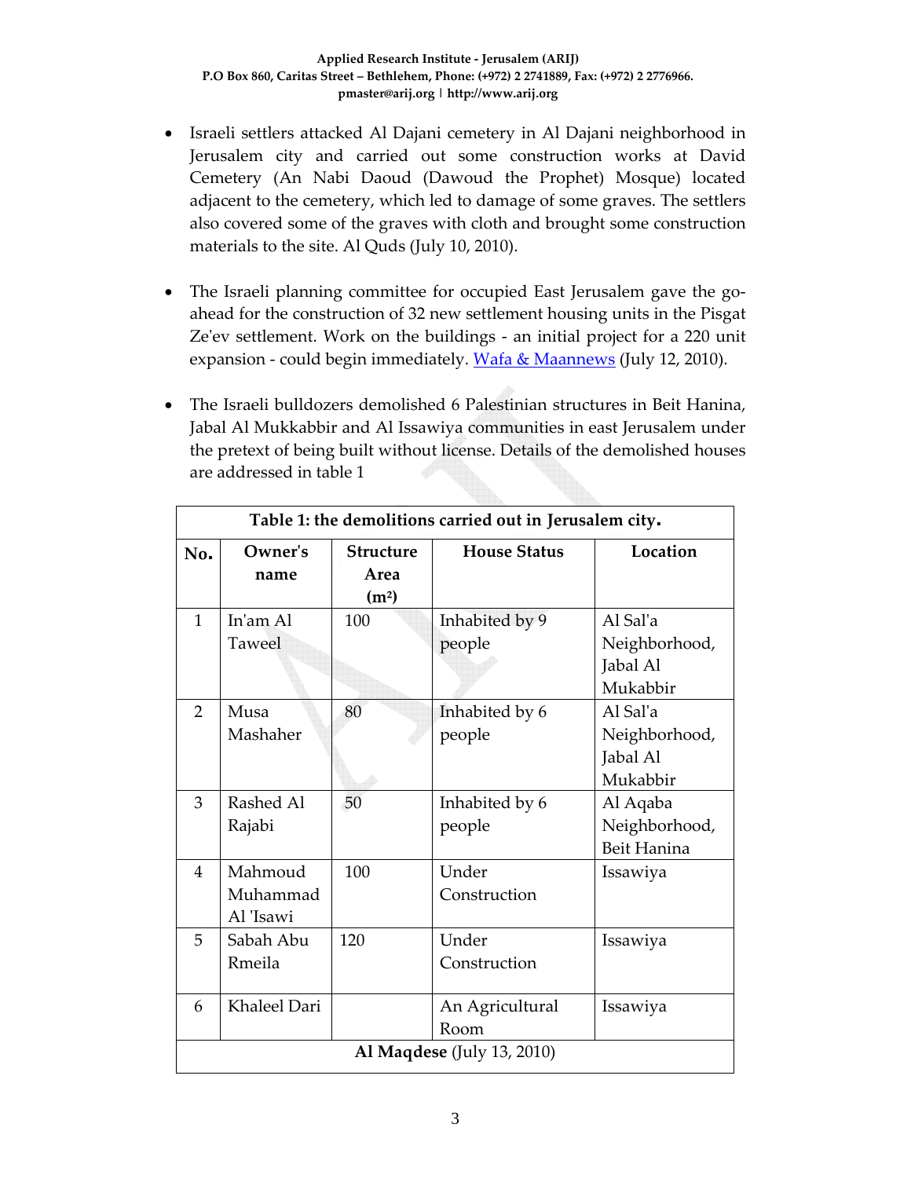- Israeli settlers attacked Al Dajani cemetery in Al Dajani neighborhood in Jerusalem city and carried out some construction works at David Cemetery (An Nabi Daoud (Dawoud the Prophet) Mosque) located adjacent to the cemetery, which led to damage of some graves. The settlers also covered some of the graves with cloth and brought some construction materials to the site. Al Quds (July 10, 2010).

- The Israeli planning committee for occupied East Jerusalem gave the go-ahead for the construction of 32 new settlement housing units in the Pisgat Ze'ev settlement. Work on the buildings - an initial project for a 220 unit expansion - could begin immediately. Wafa & Maannews (July 12, 2010).

- The Israeli bulldozers demolished 6 Palestinian structures in Beit Hanina, Jabal Al Mukkabbir and Al Issawiya communities in east Jerusalem under the pretext of being built without license. Details of the demolished houses are addressed in table 1

**Table 1: the demolitions carried out in Jerusalem city.**

| No. | Owner's name | Structure Area ($m^2$) | House Status | Location |
|---|---|---|---|---|
| 1 | In'am Al Taweel | 100 | Inhabited by 9 people | Al Sal'a Neighborhood, Jabal Al Mukabbir |
| 2 | Musa Mashaher | 80 | Inhabited by 6 people | Al Sal'a Neighborhood, Jabal Al Mukabbir |
| 3 | Rashed Al Rajabi | 50 | Inhabited by 6 people | Al Aqaba Neighborhood, Beit Hanina |
| 4 | Mahmoud Muhammad Al 'Isawi | 100 | Under Construction | Issawiya |
| 5 | Sabah Abu Rmeila | 120 | Under Construction | Issawiya |
| 6 | Khaleel Dari | | An Agricultural Room | Issawiya |

**Al Maqdese** (July 13, 2010)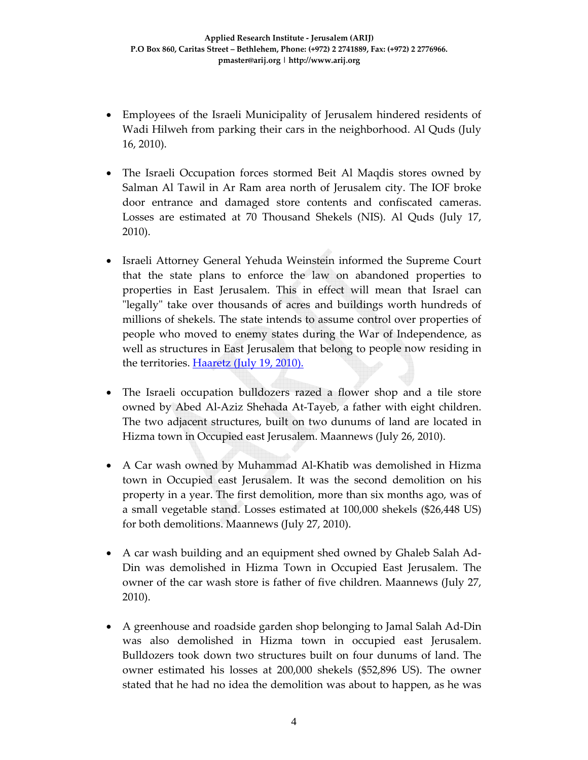- Employees of the Israeli Municipality of Jerusalem hindered residents of Wadi Hilweh from parking their cars in the neighborhood. Al Quds (July 16, 2010).

- The Israeli Occupation forces stormed Beit Al Maqdis stores owned by Salman Al Tawil in Ar Ram area north of Jerusalem city. The IOF broke door entrance and damaged store contents and confiscated cameras. Losses are estimated at 70 Thousand Shekels (NIS). Al Quds (July 17, 2010).

- Israeli Attorney General Yehuda Weinstein informed the Supreme Court that the state plans to enforce the law on abandoned properties to properties in East Jerusalem. This in effect will mean that Israel can "legally" take over thousands of acres and buildings worth hundreds of millions of shekels. The state intends to assume control over properties of people who moved to enemy states during the War of Independence, as well as structures in East Jerusalem that belong to people now residing in the territories. Haaretz (July 19, 2010).

- The Israeli occupation bulldozers razed a flower shop and a tile store owned by Abed Al-Aziz Shehada At-Tayeb, a father with eight children. The two adjacent structures, built on two dunums of land are located in Hizma town in Occupied east Jerusalem. Maannews (July 26, 2010).

- A Car wash owned by Muhammad Al-Khatib was demolished in Hizma town in Occupied east Jerusalem. It was the second demolition on his property in a year. The first demolition, more than six months ago, was of a small vegetable stand. Losses estimated at 100,000 shekels ($26,448 US) for both demolitions. Maannews (July 27, 2010).

- A car wash building and an equipment shed owned by Ghaleb Salah Ad-Din was demolished in Hizma Town in Occupied East Jerusalem. The owner of the car wash store is father of five children. Maannews (July 27, 2010).

- A greenhouse and roadside garden shop belonging to Jamal Salah Ad-Din was also demolished in Hizma town in occupied east Jerusalem. Bulldozers took down two structures built on four dunums of land. The owner estimated his losses at 200,000 shekels ($52,896 US). The owner stated that he had no idea the demolition was about to happen, as he was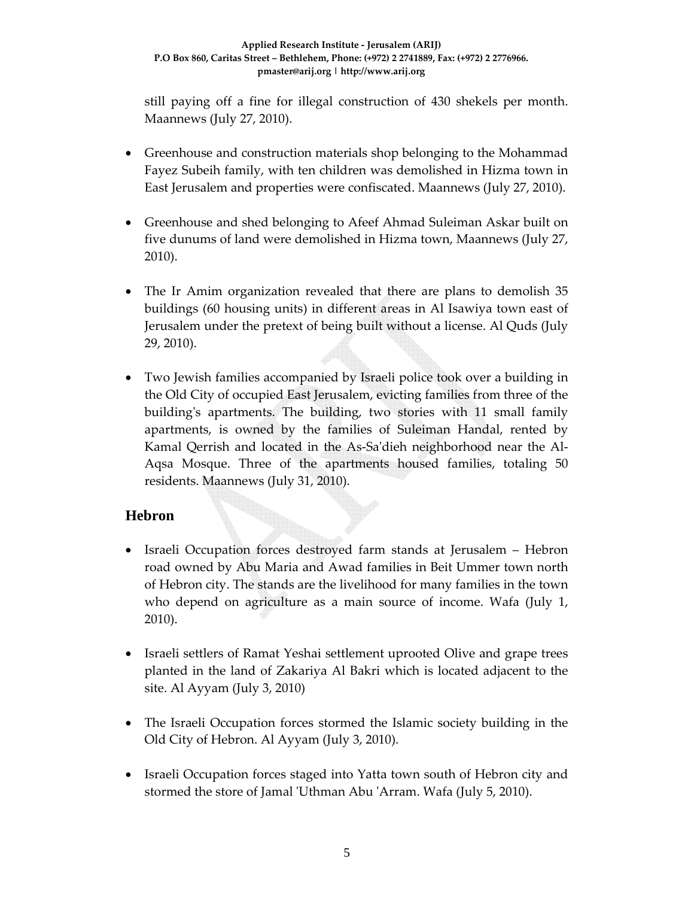still paying off a fine for illegal construction of 430 shekels per month. Maannews (July 27, 2010).

- Greenhouse and construction materials shop belonging to the Mohammad Fayez Subeih family, with ten children was demolished in Hizma town in East Jerusalem and properties were confiscated. Maannews (July 27, 2010).

- Greenhouse and shed belonging to Afeef Ahmad Suleiman Askar built on five dunums of land were demolished in Hizma town, Maannews (July 27, 2010).

- The Ir Amim organization revealed that there are plans to demolish 35 buildings (60 housing units) in different areas in Al Isawiya town east of Jerusalem under the pretext of being built without a license. Al Quds (July 29, 2010).

- Two Jewish families accompanied by Israeli police took over a building in the Old City of occupied East Jerusalem, evicting families from three of the building's apartments. The building, two stories with 11 small family apartments, is owned by the families of Suleiman Handal, rented by Kamal Qerrish and located in the As-Sa'dieh neighborhood near the Al-Aqsa Mosque. Three of the apartments housed families, totaling 50 residents. Maannews (July 31, 2010).

## Hebron

- Israeli Occupation forces destroyed farm stands at Jerusalem – Hebron road owned by Abu Maria and Awad families in Beit Ummer town north of Hebron city. The stands are the livelihood for many families in the town who depend on agriculture as a main source of income. Wafa (July 1, 2010).

- Israeli settlers of Ramat Yeshai settlement uprooted Olive and grape trees planted in the land of Zakariya Al Bakri which is located adjacent to the site. Al Ayyam (July 3, 2010)

- The Israeli Occupation forces stormed the Islamic society building in the Old City of Hebron. Al Ayyam (July 3, 2010).

- Israeli Occupation forces staged into Yatta town south of Hebron city and stormed the store of Jamal 'Uthman Abu 'Arram. Wafa (July 5, 2010).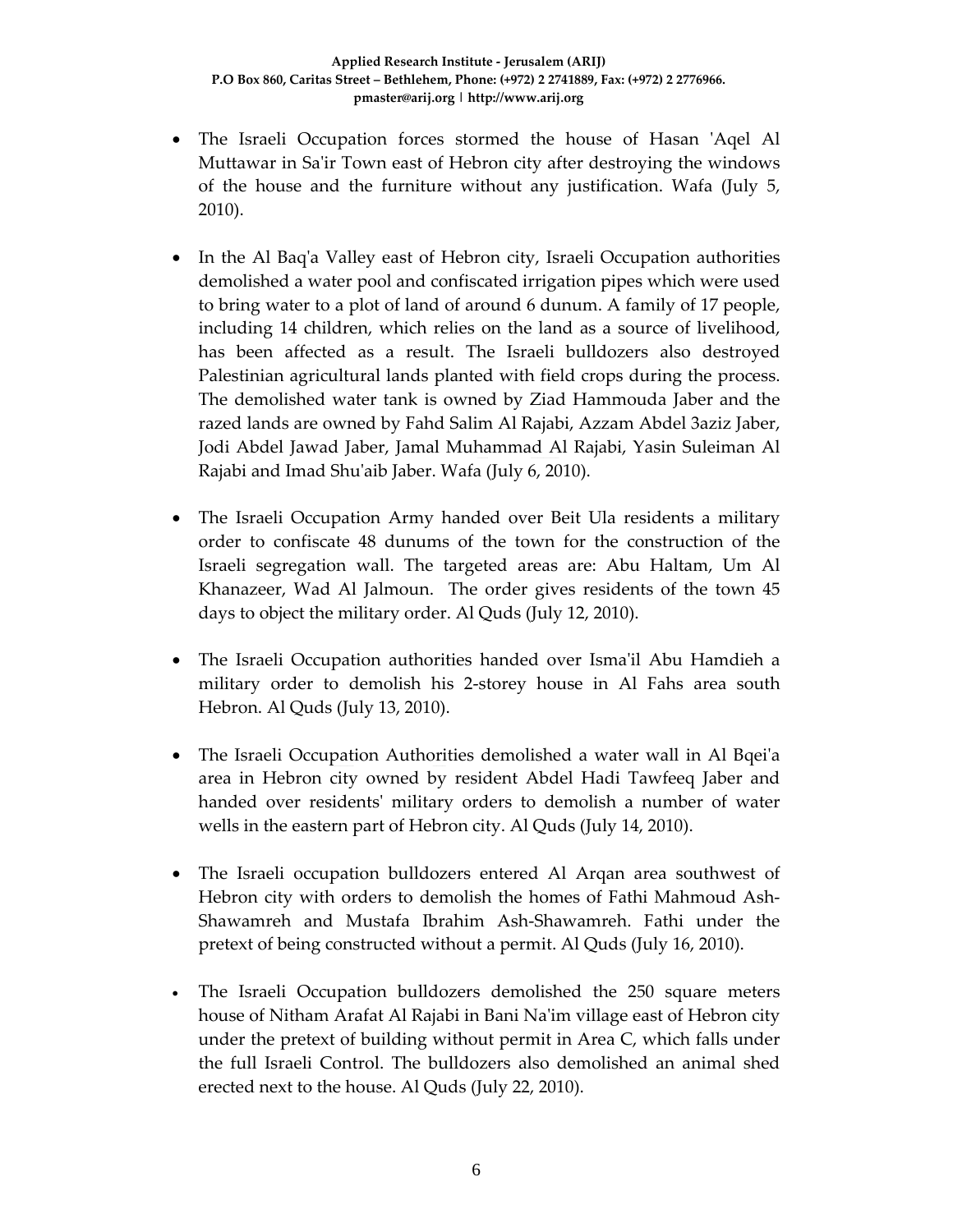- The Israeli Occupation forces stormed the house of Hasan 'Aqel Al Muttawar in Sa'ir Town east of Hebron city after destroying the windows of the house and the furniture without any justification. Wafa (July 5, 2010).

- In the Al Baq'a Valley east of Hebron city, Israeli Occupation authorities demolished a water pool and confiscated irrigation pipes which were used to bring water to a plot of land of around 6 dunum. A family of 17 people, including 14 children, which relies on the land as a source of livelihood, has been affected as a result. The Israeli bulldozers also destroyed Palestinian agricultural lands planted with field crops during the process. The demolished water tank is owned by Ziad Hammouda Jaber and the razed lands are owned by Fahd Salim Al Rajabi, Azzam Abdel 3aziz Jaber, Jodi Abdel Jawad Jaber, Jamal Muhammad Al Rajabi, Yasin Suleiman Al Rajabi and Imad Shu'aib Jaber. Wafa (July 6, 2010).

- The Israeli Occupation Army handed over Beit Ula residents a military order to confiscate 48 dunums of the town for the construction of the Israeli segregation wall. The targeted areas are: Abu Haltam, Um Al Khanazeer, Wad Al Jalmoun. The order gives residents of the town 45 days to object the military order. Al Quds (July 12, 2010).

- The Israeli Occupation authorities handed over Isma'il Abu Hamdieh a military order to demolish his 2-storey house in Al Fahs area south Hebron. Al Quds (July 13, 2010).

- The Israeli Occupation Authorities demolished a water wall in Al Bqei'a area in Hebron city owned by resident Abdel Hadi Tawfeeq Jaber and handed over residents' military orders to demolish a number of water wells in the eastern part of Hebron city. Al Quds (July 14, 2010).

- The Israeli occupation bulldozers entered Al Arqan area southwest of Hebron city with orders to demolish the homes of Fathi Mahmoud Ash-Shawamreh and Mustafa Ibrahim Ash-Shawamreh. Fathi under the pretext of being constructed without a permit. Al Quds (July 16, 2010).

- The Israeli Occupation bulldozers demolished the 250 square meters house of Nitham Arafat Al Rajabi in Bani Na'im village east of Hebron city under the pretext of building without permit in Area C, which falls under the full Israeli Control. The bulldozers also demolished an animal shed erected next to the house. Al Quds (July 22, 2010).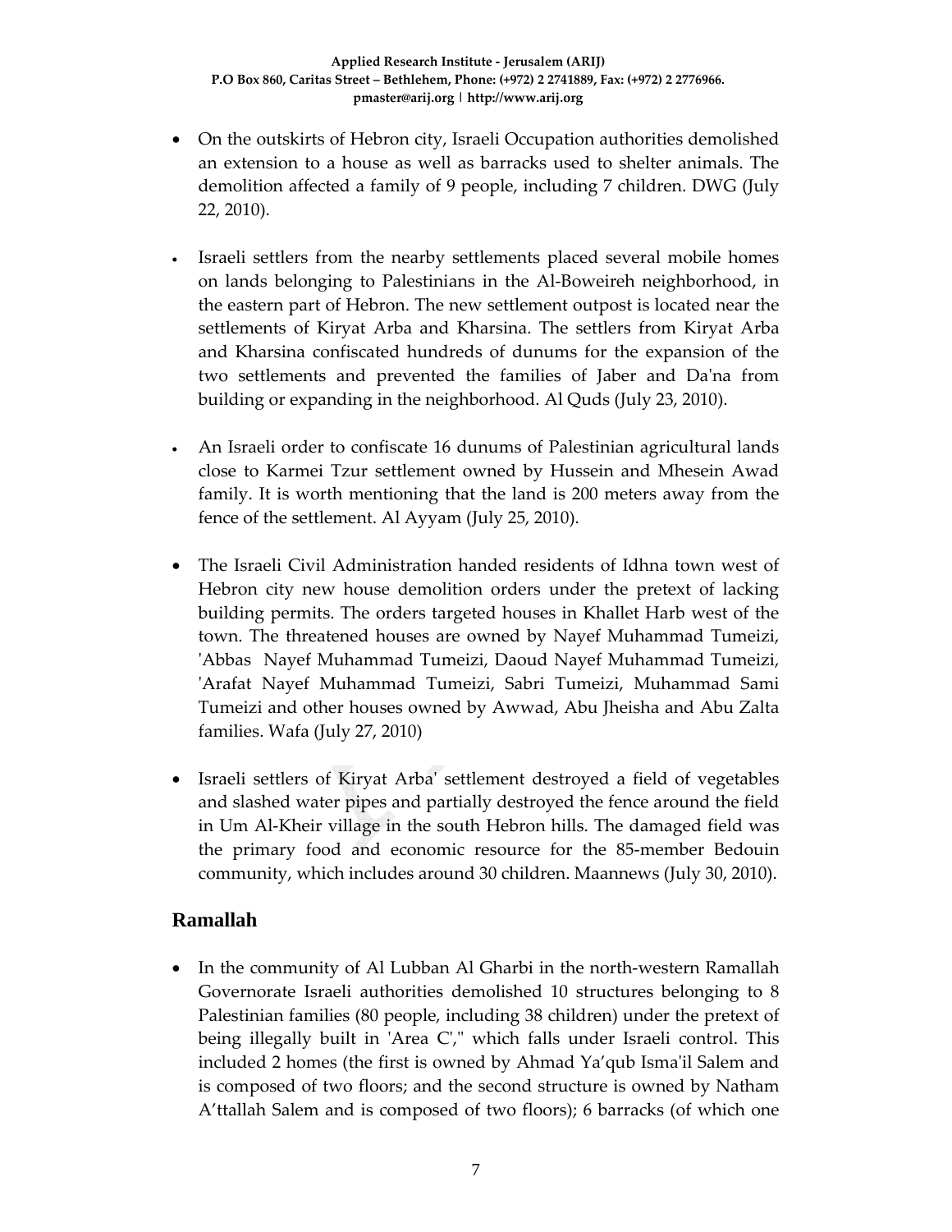- On the outskirts of Hebron city, Israeli Occupation authorities demolished an extension to a house as well as barracks used to shelter animals. The demolition affected a family of 9 people, including 7 children. DWG (July 22, 2010).

- Israeli settlers from the nearby settlements placed several mobile homes on lands belonging to Palestinians in the Al-Boweireh neighborhood, in the eastern part of Hebron. The new settlement outpost is located near the settlements of Kiryat Arba and Kharsina. The settlers from Kiryat Arba and Kharsina confiscated hundreds of dunums for the expansion of the two settlements and prevented the families of Jaber and Da'na from building or expanding in the neighborhood. Al Quds (July 23, 2010).

- An Israeli order to confiscate 16 dunums of Palestinian agricultural lands close to Karmei Tzur settlement owned by Hussein and Mhesein Awad family. It is worth mentioning that the land is 200 meters away from the fence of the settlement. Al Ayyam (July 25, 2010).

- The Israeli Civil Administration handed residents of Idhna town west of Hebron city new house demolition orders under the pretext of lacking building permits. The orders targeted houses in Khallet Harb west of the town. The threatened houses are owned by Nayef Muhammad Tumeizi, 'Abbas Nayef Muhammad Tumeizi, Daoud Nayef Muhammad Tumeizi, 'Arafat Nayef Muhammad Tumeizi, Sabri Tumeizi, Muhammad Sami Tumeizi and other houses owned by Awwad, Abu Jheisha and Abu Zalta families. Wafa (July 27, 2010)

- Israeli settlers of Kiryat Arba' settlement destroyed a field of vegetables and slashed water pipes and partially destroyed the fence around the field in Um Al-Kheir village in the south Hebron hills. The damaged field was the primary food and economic resource for the 85-member Bedouin community, which includes around 30 children. Maannews (July 30, 2010).

## Ramallah

- In the community of Al Lubban Al Gharbi in the north-western Ramallah Governorate Israeli authorities demolished 10 structures belonging to 8 Palestinian families (80 people, including 38 children) under the pretext of being illegally built in 'Area C'," which falls under Israeli control. This included 2 homes (the first is owned by Ahmad Ya'qub Isma'il Salem and is composed of two floors; and the second structure is owned by Natham A'ttallah Salem and is composed of two floors); 6 barracks (of which one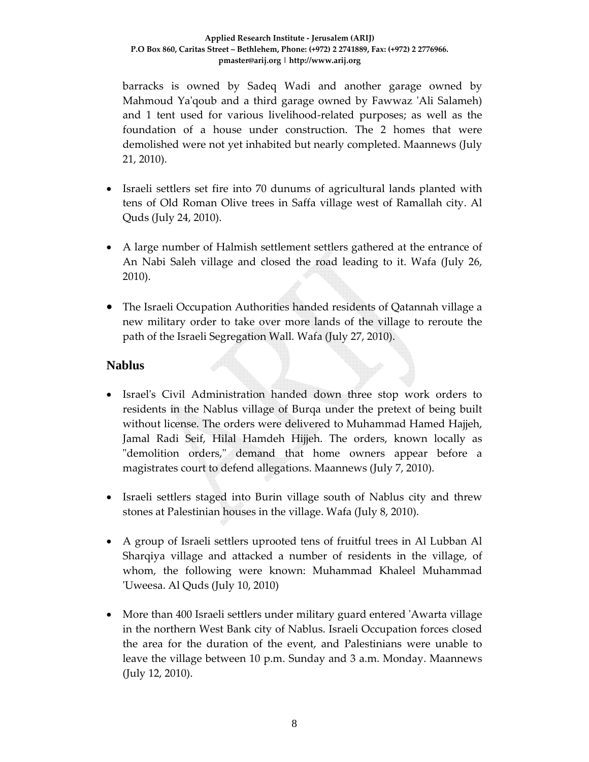barracks is owned by Sadeq Wadi and another garage owned by Mahmoud Ya'qoub and a third garage owned by Fawwaz 'Ali Salameh) and 1 tent used for various livelihood-related purposes; as well as the foundation of a house under construction. The 2 homes that were demolished were not yet inhabited but nearly completed. Maannews (July 21, 2010).

- Israeli settlers set fire into 70 dunums of agricultural lands planted with tens of Old Roman Olive trees in Saffa village west of Ramallah city. Al Quds (July 24, 2010).

- A large number of Halmish settlement settlers gathered at the entrance of An Nabi Saleh village and closed the road leading to it. Wafa (July 26, 2010).

- The Israeli Occupation Authorities handed residents of Qatannah village a new military order to take over more lands of the village to reroute the path of the Israeli Segregation Wall. Wafa (July 27, 2010).

## Nablus

- Israel's Civil Administration handed down three stop work orders to residents in the Nablus village of Burqa under the pretext of being built without license. The orders were delivered to Muhammad Hamed Hajjeh, Jamal Radi Seif, Hilal Hamdeh Hijjeh. The orders, known locally as "demolition orders," demand that home owners appear before a magistrates court to defend allegations. Maannews (July 7, 2010).

- Israeli settlers staged into Burin village south of Nablus city and threw stones at Palestinian houses in the village. Wafa (July 8, 2010).

- A group of Israeli settlers uprooted tens of fruitful trees in Al Lubban Al Sharqiya village and attacked a number of residents in the village, of whom, the following were known: Muhammad Khaleel Muhammad 'Uweesa. Al Quds (July 10, 2010)

- More than 400 Israeli settlers under military guard entered 'Awarta village in the northern West Bank city of Nablus. Israeli Occupation forces closed the area for the duration of the event, and Palestinians were unable to leave the village between 10 p.m. Sunday and 3 a.m. Monday. Maannews (July 12, 2010).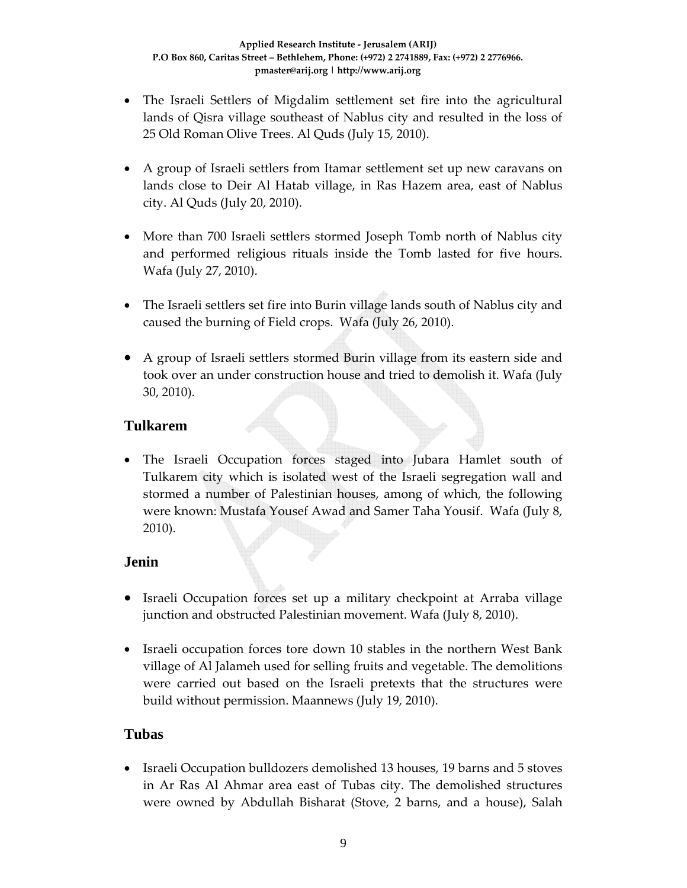- The Israeli Settlers of Migdalim settlement set fire into the agricultural lands of Qisra village southeast of Nablus city and resulted in the loss of 25 Old Roman Olive Trees. Al Quds (July 15, 2010).

- A group of Israeli settlers from Itamar settlement set up new caravans on lands close to Deir Al Hatab village, in Ras Hazem area, east of Nablus city. Al Quds (July 20, 2010).

- More than 700 Israeli settlers stormed Joseph Tomb north of Nablus city and performed religious rituals inside the Tomb lasted for five hours. Wafa (July 27, 2010).

- The Israeli settlers set fire into Burin village lands south of Nablus city and caused the burning of Field crops. Wafa (July 26, 2010).

- A group of Israeli settlers stormed Burin village from its eastern side and took over an under construction house and tried to demolish it. Wafa (July 30, 2010).

## Tulkarem

- The Israeli Occupation forces staged into Jubara Hamlet south of Tulkarem city which is isolated west of the Israeli segregation wall and stormed a number of Palestinian houses, among of which, the following were known: Mustafa Yousef Awad and Samer Taha Yousif. Wafa (July 8, 2010).

## Jenin

- Israeli Occupation forces set up a military checkpoint at Arraba village junction and obstructed Palestinian movement. Wafa (July 8, 2010).

- Israeli occupation forces tore down 10 stables in the northern West Bank village of Al Jalameh used for selling fruits and vegetable. The demolitions were carried out based on the Israeli pretexts that the structures were build without permission. Maannews (July 19, 2010).

## Tubas

- Israeli Occupation bulldozers demolished 13 houses, 19 barns and 5 stoves in Ar Ras Al Ahmar area east of Tubas city. The demolished structures were owned by Abdullah Bisharat (Stove, 2 barns, and a house), Salah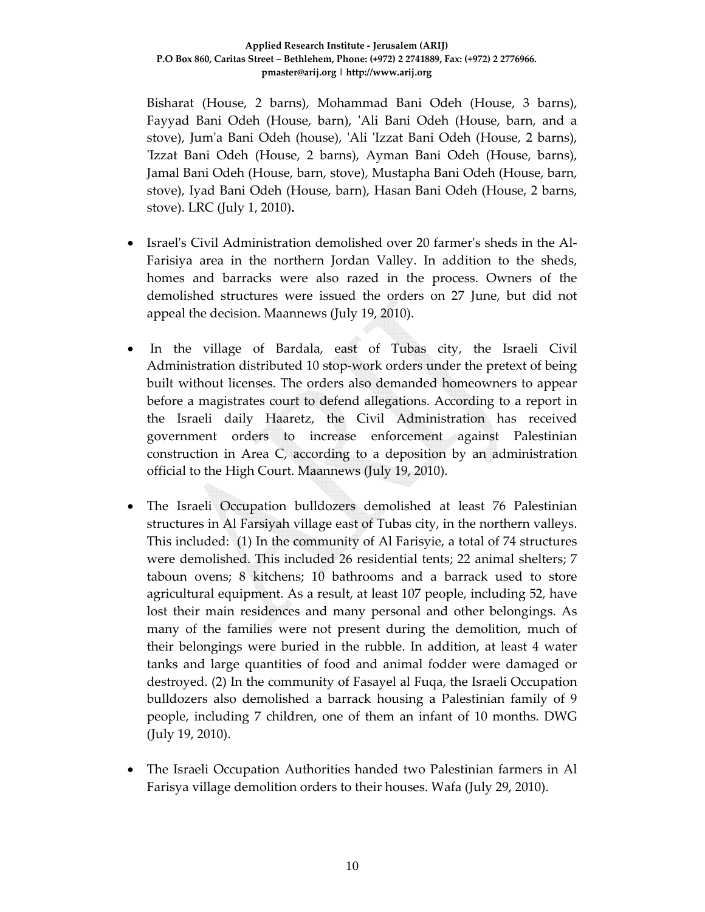Bisharat (House, 2 barns), Mohammad Bani Odeh (House, 3 barns), Fayyad Bani Odeh (House, barn), 'Ali Bani Odeh (House, barn, and a stove), Jum'a Bani Odeh (house), 'Ali 'Izzat Bani Odeh (House, 2 barns), 'Izzat Bani Odeh (House, 2 barns), Ayman Bani Odeh (House, barns), Jamal Bani Odeh (House, barn, stove), Mustapha Bani Odeh (House, barn, stove), Iyad Bani Odeh (House, barn), Hasan Bani Odeh (House, 2 barns, stove). LRC (July 1, 2010).

- Israel's Civil Administration demolished over 20 farmer's sheds in the Al-Farisiya area in the northern Jordan Valley. In addition to the sheds, homes and barracks were also razed in the process. Owners of the demolished structures were issued the orders on 27 June, but did not appeal the decision. Maannews (July 19, 2010).

- In the village of Bardala, east of Tubas city, the Israeli Civil Administration distributed 10 stop-work orders under the pretext of being built without licenses. The orders also demanded homeowners to appear before a magistrates court to defend allegations. According to a report in the Israeli daily Haaretz, the Civil Administration has received government orders to increase enforcement against Palestinian construction in Area C, according to a deposition by an administration official to the High Court. Maannews (July 19, 2010).

- The Israeli Occupation bulldozers demolished at least 76 Palestinian structures in Al Farsiyah village east of Tubas city, in the northern valleys. This included: (1) In the community of Al Farisyie, a total of 74 structures were demolished. This included 26 residential tents; 22 animal shelters; 7 taboun ovens; 8 kitchens; 10 bathrooms and a barrack used to store agricultural equipment. As a result, at least 107 people, including 52, have lost their main residences and many personal and other belongings. As many of the families were not present during the demolition, much of their belongings were buried in the rubble. In addition, at least 4 water tanks and large quantities of food and animal fodder were damaged or destroyed. (2) In the community of Fasayel al Fuqa, the Israeli Occupation bulldozers also demolished a barrack housing a Palestinian family of 9 people, including 7 children, one of them an infant of 10 months. DWG (July 19, 2010).

- The Israeli Occupation Authorities handed two Palestinian farmers in Al Farisya village demolition orders to their houses. Wafa (July 29, 2010).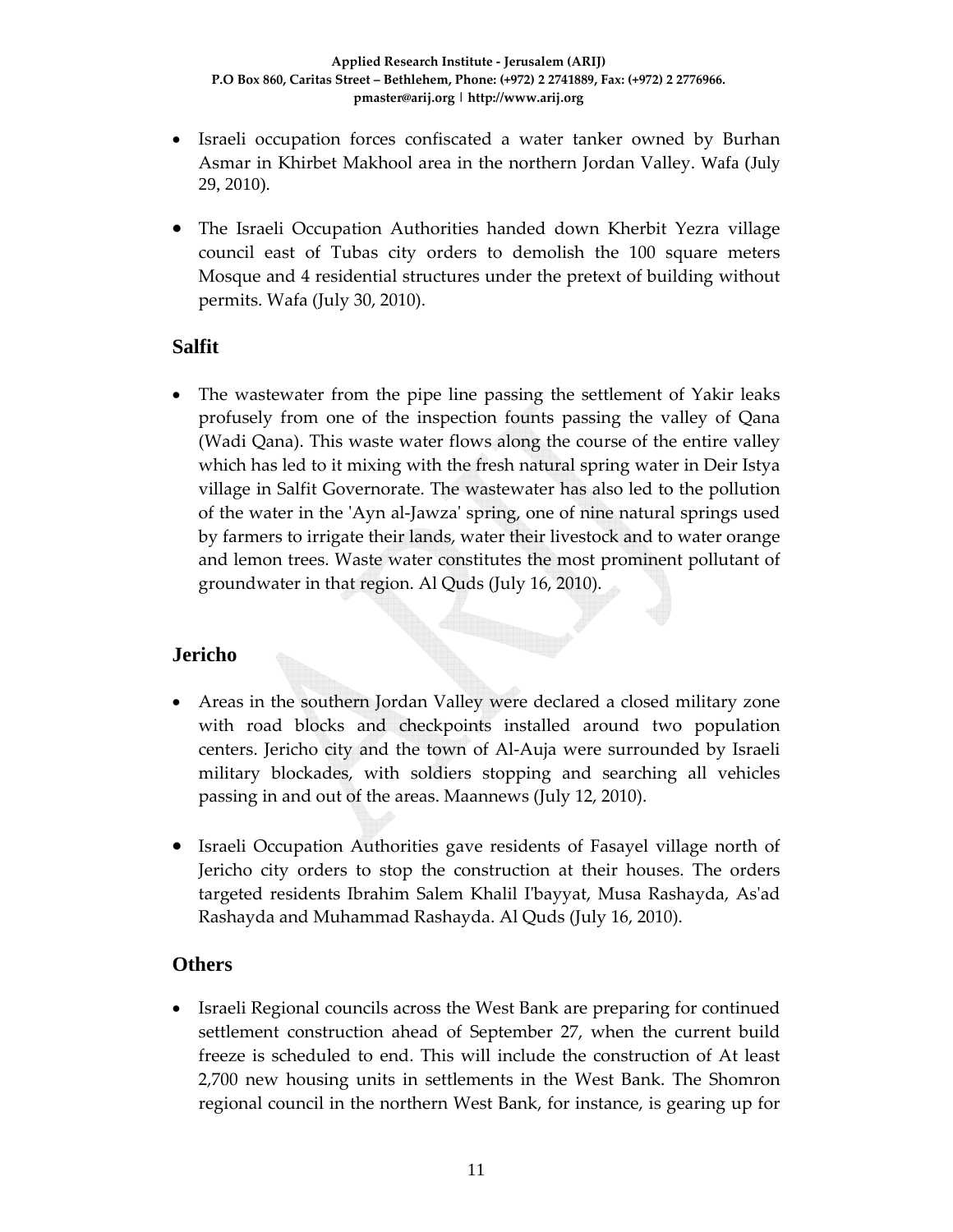- Israeli occupation forces confiscated a water tanker owned by Burhan Asmar in Khirbet Makhool area in the northern Jordan Valley. Wafa (July 29, 2010).

- The Israeli Occupation Authorities handed down Kherbit Yezra village council east of Tubas city orders to demolish the 100 square meters Mosque and 4 residential structures under the pretext of building without permits. Wafa (July 30, 2010).

## Salfit

- The wastewater from the pipe line passing the settlement of Yakir leaks profusely from one of the inspection founts passing the valley of Qana (Wadi Qana). This waste water flows along the course of the entire valley which has led to it mixing with the fresh natural spring water in Deir Istya village in Salfit Governorate. The wastewater has also led to the pollution of the water in the 'Ayn al-Jawza' spring, one of nine natural springs used by farmers to irrigate their lands, water their livestock and to water orange and lemon trees. Waste water constitutes the most prominent pollutant of groundwater in that region. Al Quds (July 16, 2010).

## Jericho

- Areas in the southern Jordan Valley were declared a closed military zone with road blocks and checkpoints installed around two population centers. Jericho city and the town of Al-Auja were surrounded by Israeli military blockades, with soldiers stopping and searching all vehicles passing in and out of the areas. Maannews (July 12, 2010).

- Israeli Occupation Authorities gave residents of Fasayel village north of Jericho city orders to stop the construction at their houses. The orders targeted residents Ibrahim Salem Khalil I'bayyat, Musa Rashayda, As'ad Rashayda and Muhammad Rashayda. Al Quds (July 16, 2010).

## Others

- Israeli Regional councils across the West Bank are preparing for continued settlement construction ahead of September 27, when the current build freeze is scheduled to end. This will include the construction of At least 2,700 new housing units in settlements in the West Bank. The Shomron regional council in the northern West Bank, for instance, is gearing up for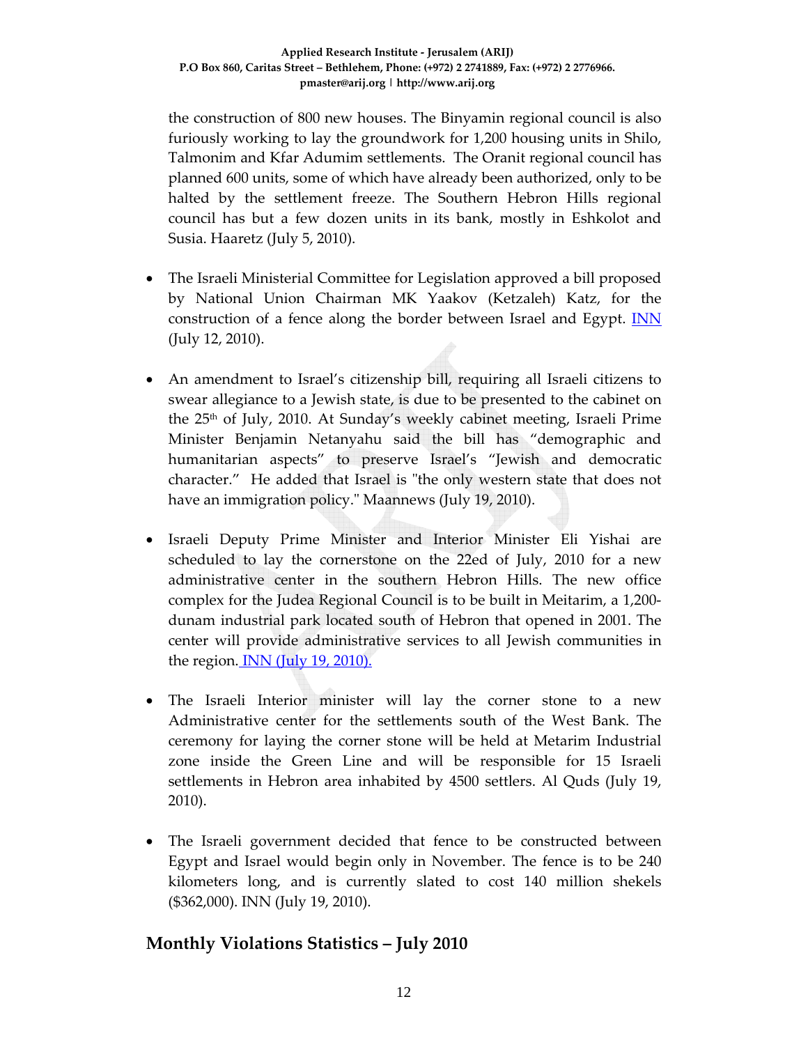the construction of 800 new houses. The Binyamin regional council is also furiously working to lay the groundwork for 1,200 housing units in Shilo, Talmonim and Kfar Adumim settlements. The Oranit regional council has planned 600 units, some of which have already been authorized, only to be halted by the settlement freeze. The Southern Hebron Hills regional council has but a few dozen units in its bank, mostly in Eshkolot and Susia. Haaretz (July 5, 2010).

- The Israeli Ministerial Committee for Legislation approved a bill proposed by National Union Chairman MK Yaakov (Ketzaleh) Katz, for the construction of a fence along the border between Israel and Egypt. INN (July 12, 2010).

- An amendment to Israel's citizenship bill, requiring all Israeli citizens to swear allegiance to a Jewish state, is due to be presented to the cabinet on the 25th of July, 2010. At Sunday's weekly cabinet meeting, Israeli Prime Minister Benjamin Netanyahu said the bill has "demographic and humanitarian aspects" to preserve Israel's "Jewish and democratic character." He added that Israel is "the only western state that does not have an immigration policy." Maannews (July 19, 2010).

- Israeli Deputy Prime Minister and Interior Minister Eli Yishai are scheduled to lay the cornerstone on the 22ed of July, 2010 for a new administrative center in the southern Hebron Hills. The new office complex for the Judea Regional Council is to be built in Meitarim, a 1,200-dunam industrial park located south of Hebron that opened in 2001. The center will provide administrative services to all Jewish communities in the region. INN (July 19, 2010).

- The Israeli Interior minister will lay the corner stone to a new Administrative center for the settlements south of the West Bank. The ceremony for laying the corner stone will be held at Metarim Industrial zone inside the Green Line and will be responsible for 15 Israeli settlements in Hebron area inhabited by 4500 settlers. Al Quds (July 19, 2010).

- The Israeli government decided that fence to be constructed between Egypt and Israel would begin only in November. The fence is to be 240 kilometers long, and is currently slated to cost 140 million shekels ($362,000). INN (July 19, 2010).

## Monthly Violations Statistics – July 2010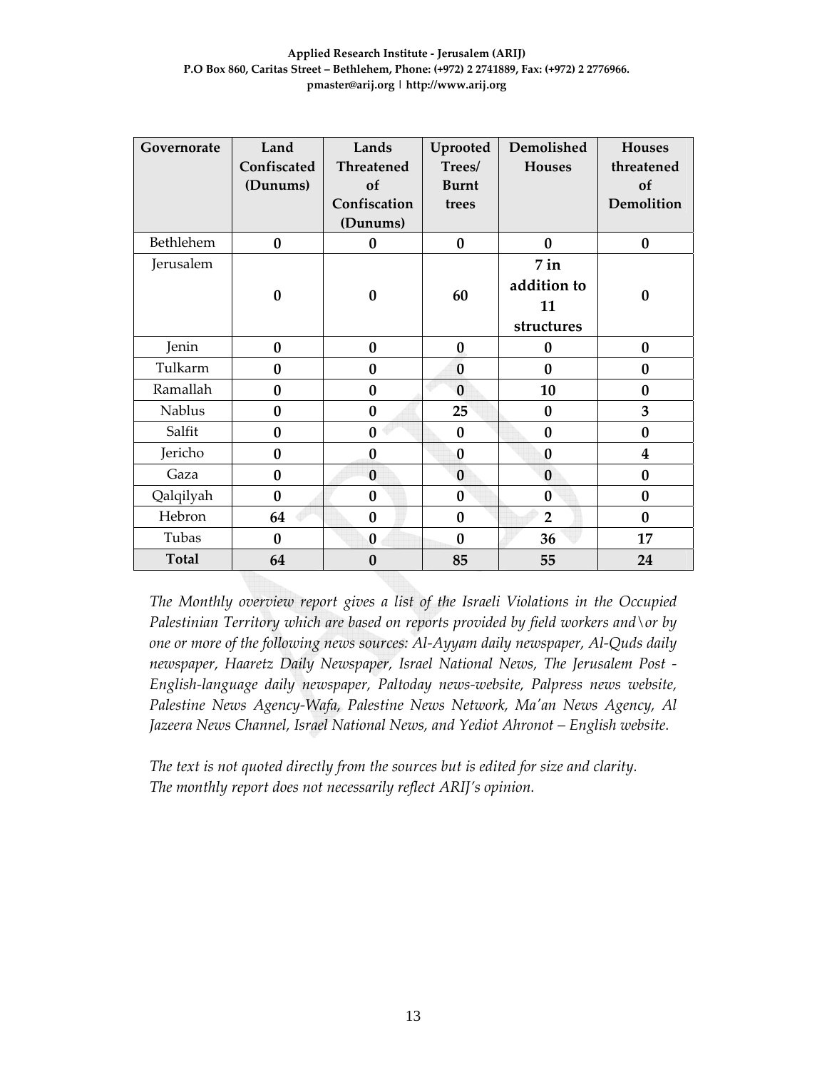| Governorate | Land Confiscated (Dunums) | Lands Threatened of Confiscation (Dunums) | Uprooted Trees/ Burnt trees | Demolished Houses | Houses threatened of Demolition |
|---|---|---|---|---|---|
| Bethlehem | **0** | **0** | **0** | **0** | **0** |
| Jerusalem | **0** | **0** | **60** | **7 in addition to 11 structures** | **0** |
| Jenin | **0** | **0** | **0** | **0** | **0** |
| Tulkarm | **0** | **0** | **0** | **0** | **0** |
| Ramallah | **0** | **0** | **0** | **10** | **0** |
| Nablus | **0** | **0** | **25** | **0** | **3** |
| Salfit | **0** | **0** | **0** | **0** | **0** |
| Jericho | **0** | **0** | **0** | **0** | **4** |
| Gaza | **0** | **0** | **0** | **0** | **0** |
| Qalqilyah | **0** | **0** | **0** | **0** | **0** |
| Hebron | **64** | **0** | **0** | **2** | **0** |
| Tubas | **0** | **0** | **0** | **36** | **17** |
| **Total** | **64** | **0** | **85** | **55** | **24** |

*The Monthly overview report gives a list of the Israeli Violations in the Occupied Palestinian Territory which are based on reports provided by field workers and\or by one or more of the following news sources: Al-Ayyam daily newspaper, Al-Quds daily newspaper, Haaretz Daily Newspaper, Israel National News, The Jerusalem Post - English-language daily newspaper, Paltoday news-website, Palpress news website, Palestine News Agency-Wafa, Palestine News Network, Ma'an News Agency, Al Jazeera News Channel, Israel National News, and Yediot Ahronot – English website.*

*The text is not quoted directly from the sources but is edited for size and clarity.*
*The monthly report does not necessarily reflect ARIJ's opinion.*